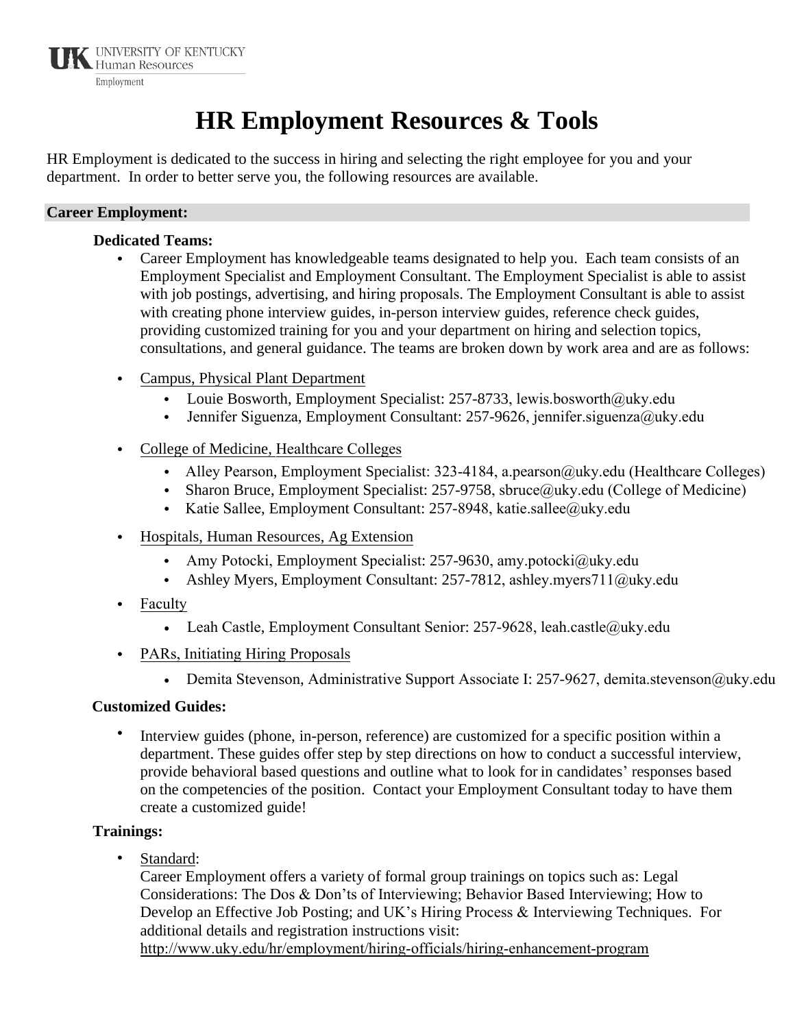UNIVERSITY OF KENTUCKY
Human Resources
Employment

# HR Employment Resources & Tools

HR Employment is dedicated to the success in hiring and selecting the right employee for you and your department. In order to better serve you, the following resources are available.

## Career Employment:

### Dedicated Teams:

- Career Employment has knowledgeable teams designated to help you. Each team consists of an Employment Specialist and Employment Consultant. The Employment Specialist is able to assist with job postings, advertising, and hiring proposals. The Employment Consultant is able to assist with creating phone interview guides, in-person interview guides, reference check guides, providing customized training for you and your department on hiring and selection topics, consultations, and general guidance. The teams are broken down by work area and are as follows:

- Campus, Physical Plant Department
  - Louie Bosworth, Employment Specialist: 257-8733, lewis.bosworth@uky.edu
  - Jennifer Siguenza, Employment Consultant: 257-9626, jennifer.siguenza@uky.edu

- College of Medicine, Healthcare Colleges
  - Alley Pearson, Employment Specialist: 323-4184, a.pearson@uky.edu (Healthcare Colleges)
  - Sharon Bruce, Employment Specialist: 257-9758, sbruce@uky.edu (College of Medicine)
  - Katie Sallee, Employment Consultant: 257-8948, katie.sallee@uky.edu

- Hospitals, Human Resources, Ag Extension
  - Amy Potocki, Employment Specialist: 257-9630, amy.potocki@uky.edu
  - Ashley Myers, Employment Consultant: 257-7812, ashley.myers711@uky.edu

- Faculty
  - Leah Castle, Employment Consultant Senior: 257-9628, leah.castle@uky.edu

- PARs, Initiating Hiring Proposals
  - Demita Stevenson, Administrative Support Associate I: 257-9627, demita.stevenson@uky.edu

### Customized Guides:

- Interview guides (phone, in-person, reference) are customized for a specific position within a department. These guides offer step by step directions on how to conduct a successful interview, provide behavioral based questions and outline what to look for in candidates' responses based on the competencies of the position. Contact your Employment Consultant today to have them create a customized guide!

### Trainings:

- Standard:
  Career Employment offers a variety of formal group trainings on topics such as: Legal Considerations: The Dos & Don'ts of Interviewing; Behavior Based Interviewing; How to Develop an Effective Job Posting; and UK's Hiring Process & Interviewing Techniques. For additional details and registration instructions visit:
  http://www.uky.edu/hr/employment/hiring-officials/hiring-enhancement-program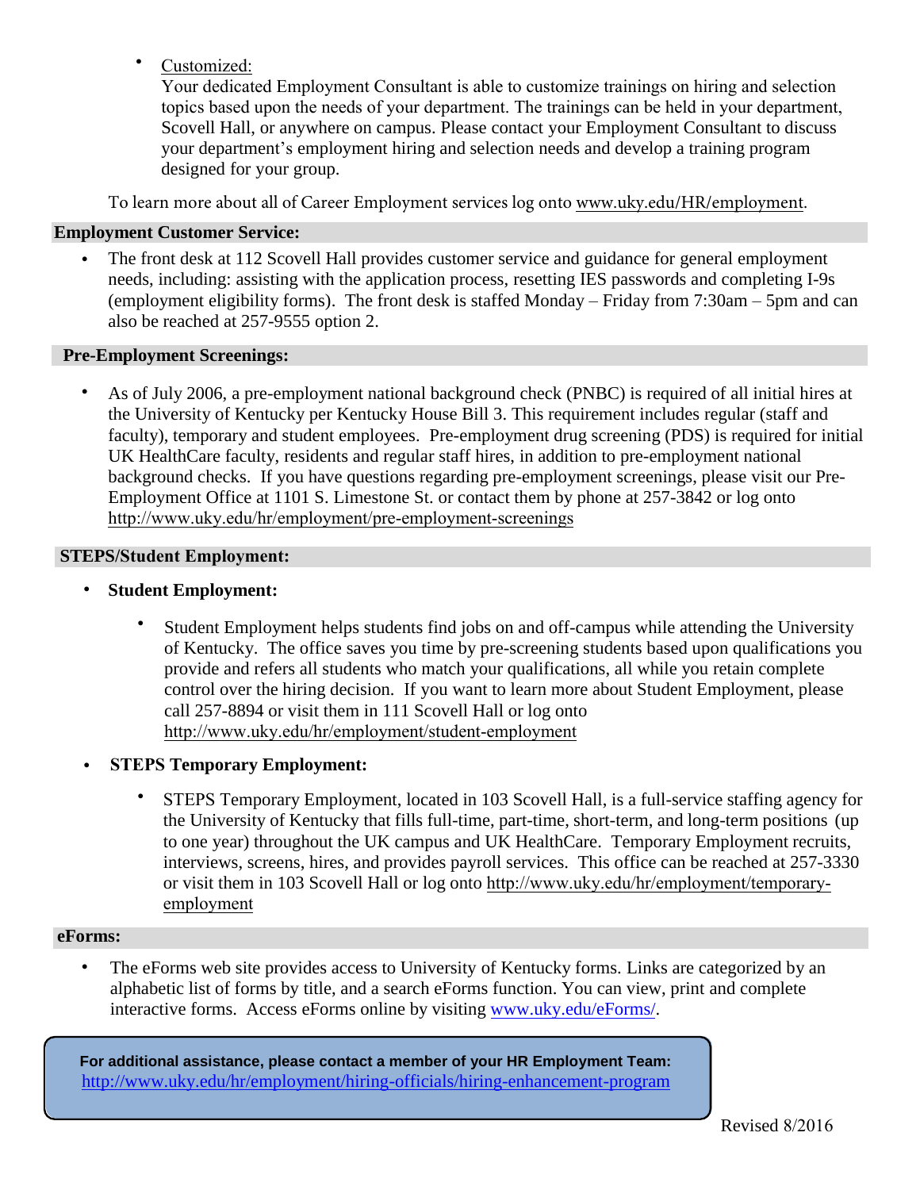- Customized:
  Your dedicated Employment Consultant is able to customize trainings on hiring and selection topics based upon the needs of your department. The trainings can be held in your department, Scovell Hall, or anywhere on campus. Please contact your Employment Consultant to discuss your department's employment hiring and selection needs and develop a training program designed for your group.

To learn more about all of Career Employment services log onto www.uky.edu/HR/employment.

## Employment Customer Service:

- The front desk at 112 Scovell Hall provides customer service and guidance for general employment needs, including: assisting with the application process, resetting IES passwords and completing I-9s (employment eligibility forms). The front desk is staffed Monday – Friday from 7:30am – 5pm and can also be reached at 257-9555 option 2.

## Pre-Employment Screenings:

- As of July 2006, a pre-employment national background check (PNBC) is required of all initial hires at the University of Kentucky per Kentucky House Bill 3. This requirement includes regular (staff and faculty), temporary and student employees. Pre-employment drug screening (PDS) is required for initial UK HealthCare faculty, residents and regular staff hires, in addition to pre-employment national background checks. If you have questions regarding pre-employment screenings, please visit our Pre-Employment Office at 1101 S. Limestone St. or contact them by phone at 257-3842 or log onto http://www.uky.edu/hr/employment/pre-employment-screenings

## STEPS/Student Employment:

- **Student Employment:**
  - Student Employment helps students find jobs on and off-campus while attending the University of Kentucky. The office saves you time by pre-screening students based upon qualifications you provide and refers all students who match your qualifications, all while you retain complete control over the hiring decision. If you want to learn more about Student Employment, please call 257-8894 or visit them in 111 Scovell Hall or log onto http://www.uky.edu/hr/employment/student-employment
- **STEPS Temporary Employment:**
  - STEPS Temporary Employment, located in 103 Scovell Hall, is a full-service staffing agency for the University of Kentucky that fills full-time, part-time, short-term, and long-term positions (up to one year) throughout the UK campus and UK HealthCare. Temporary Employment recruits, interviews, screens, hires, and provides payroll services. This office can be reached at 257-3330 or visit them in 103 Scovell Hall or log onto http://www.uky.edu/hr/employment/temporary-employment

## eForms:

- The eForms web site provides access to University of Kentucky forms. Links are categorized by an alphabetic list of forms by title, and a search eForms function. You can view, print and complete interactive forms. Access eForms online by visiting www.uky.edu/eForms/.

**For additional assistance, please contact a member of your HR Employment Team:**
http://www.uky.edu/hr/employment/hiring-officials/hiring-enhancement-program

Revised 8/2016